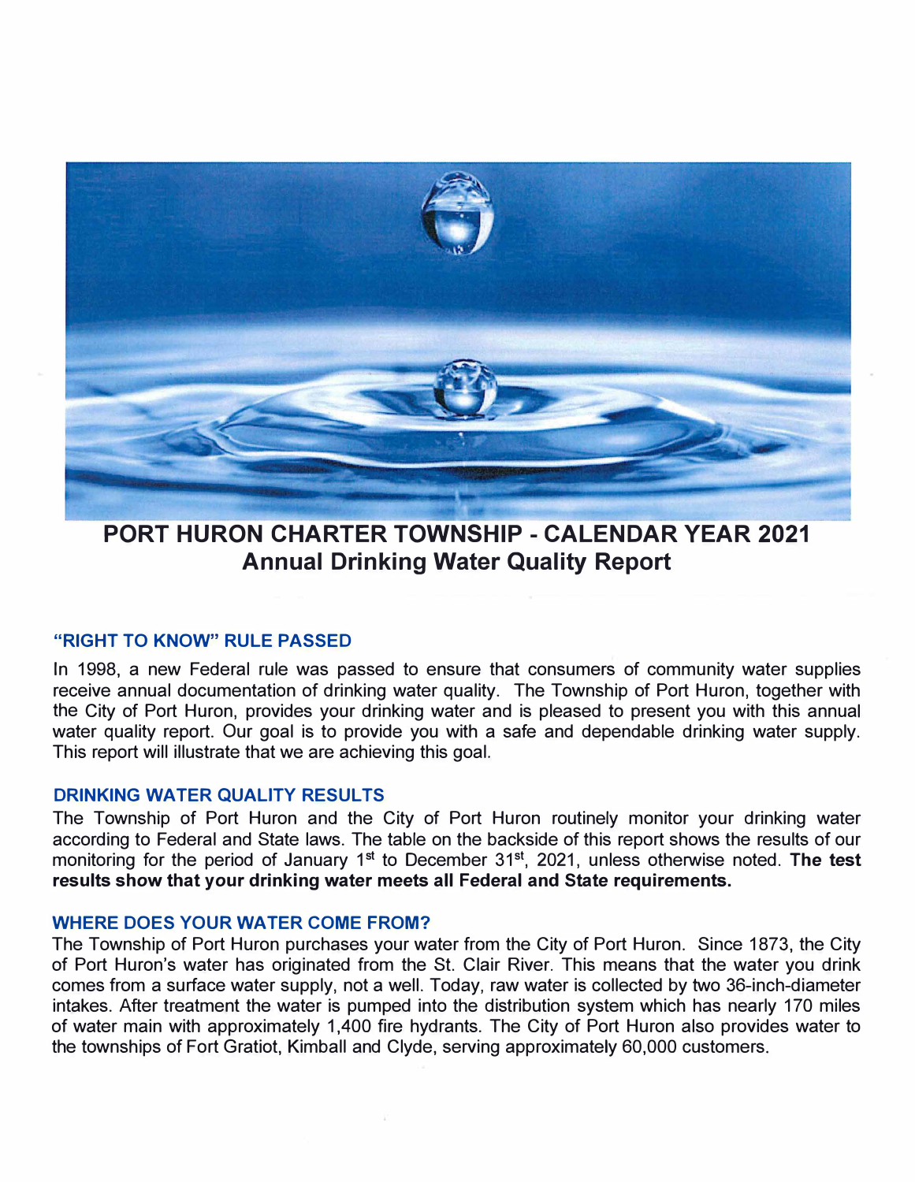# PORT HURON CHARTER TOWNSHIP - CALENDAR YEAR 2021
## Annual Drinking Water Quality Report

### "RIGHT TO KNOW" RULE PASSED

In 1998, a new Federal rule was passed to ensure that consumers of community water supplies receive annual documentation of drinking water quality. The Township of Port Huron, together with the City of Port Huron, provides your drinking water and is pleased to present you with this annual water quality report. Our goal is to provide you with a safe and dependable drinking water supply. This report will illustrate that we are achieving this goal.

### DRINKING WATER QUALITY RESULTS

The Township of Port Huron and the City of Port Huron routinely monitor your drinking water according to Federal and State laws. The table on the backside of this report shows the results of our monitoring for the period of January 1st to December 31st, 2021, unless otherwise noted. **The test results show that your drinking water meets all Federal and State requirements.**

### WHERE DOES YOUR WATER COME FROM?

The Township of Port Huron purchases your water from the City of Port Huron. Since 1873, the City of Port Huron's water has originated from the St. Clair River. This means that the water you drink comes from a surface water supply, not a well. Today, raw water is collected by two 36-inch-diameter intakes. After treatment the water is pumped into the distribution system which has nearly 170 miles of water main with approximately 1,400 fire hydrants. The City of Port Huron also provides water to the townships of Fort Gratiot, Kimball and Clyde, serving approximately 60,000 customers.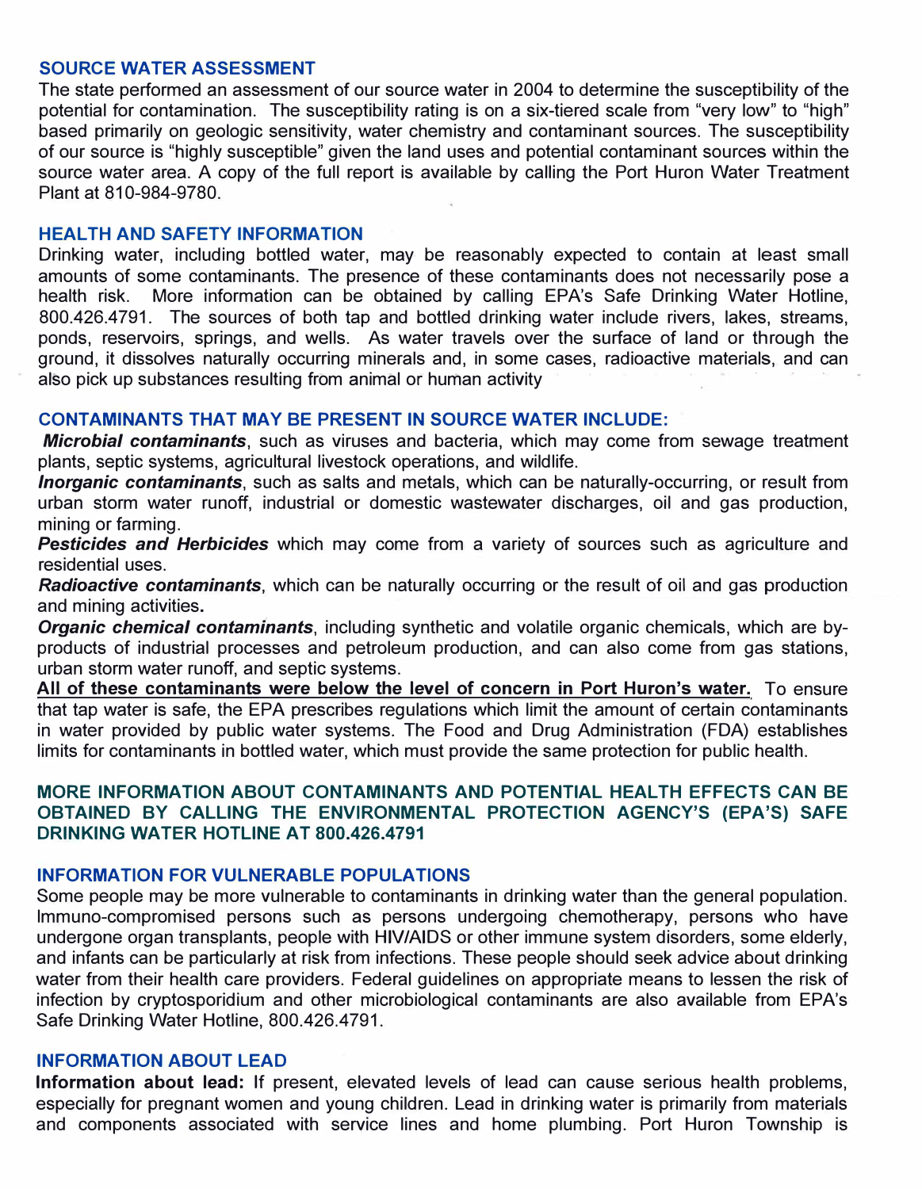## SOURCE WATER ASSESSMENT

The state performed an assessment of our source water in 2004 to determine the susceptibility of the potential for contamination. The susceptibility rating is on a six-tiered scale from "very low" to "high" based primarily on geologic sensitivity, water chemistry and contaminant sources. The susceptibility of our source is "highly susceptible" given the land uses and potential contaminant sources within the source water area. A copy of the full report is available by calling the Port Huron Water Treatment Plant at 810-984-9780.

## HEALTH AND SAFETY INFORMATION

Drinking water, including bottled water, may be reasonably expected to contain at least small amounts of some contaminants. The presence of these contaminants does not necessarily pose a health risk. More information can be obtained by calling EPA's Safe Drinking Water Hotline, 800.426.4791. The sources of both tap and bottled drinking water include rivers, lakes, streams, ponds, reservoirs, springs, and wells. As water travels over the surface of land or through the ground, it dissolves naturally occurring minerals and, in some cases, radioactive materials, and can also pick up substances resulting from animal or human activity

## CONTAMINANTS THAT MAY BE PRESENT IN SOURCE WATER INCLUDE:

***Microbial contaminants***, such as viruses and bacteria, which may come from sewage treatment plants, septic systems, agricultural livestock operations, and wildlife.

***Inorganic contaminants***, such as salts and metals, which can be naturally-occurring, or result from urban storm water runoff, industrial or domestic wastewater discharges, oil and gas production, mining or farming.

***Pesticides and Herbicides*** which may come from a variety of sources such as agriculture and residential uses.

***Radioactive contaminants***, which can be naturally occurring or the result of oil and gas production and mining activities.

***Organic chemical contaminants***, including synthetic and volatile organic chemicals, which are by-products of industrial processes and petroleum production, and can also come from gas stations, urban storm water runoff, and septic systems.

**All of these contaminants were below the level of concern in Port Huron's water.** To ensure that tap water is safe, the EPA prescribes regulations which limit the amount of certain contaminants in water provided by public water systems. The Food and Drug Administration (FDA) establishes limits for contaminants in bottled water, which must provide the same protection for public health.

## MORE INFORMATION ABOUT CONTAMINANTS AND POTENTIAL HEALTH EFFECTS CAN BE OBTAINED BY CALLING THE ENVIRONMENTAL PROTECTION AGENCY'S (EPA'S) SAFE DRINKING WATER HOTLINE AT 800.426.4791

## INFORMATION FOR VULNERABLE POPULATIONS

Some people may be more vulnerable to contaminants in drinking water than the general population. Immuno-compromised persons such as persons undergoing chemotherapy, persons who have undergone organ transplants, people with HIV/AIDS or other immune system disorders, some elderly, and infants can be particularly at risk from infections. These people should seek advice about drinking water from their health care providers. Federal guidelines on appropriate means to lessen the risk of infection by cryptosporidium and other microbiological contaminants are also available from EPA's Safe Drinking Water Hotline, 800.426.4791.

## INFORMATION ABOUT LEAD

**Information about lead:** If present, elevated levels of lead can cause serious health problems, especially for pregnant women and young children. Lead in drinking water is primarily from materials and components associated with service lines and home plumbing. Port Huron Township is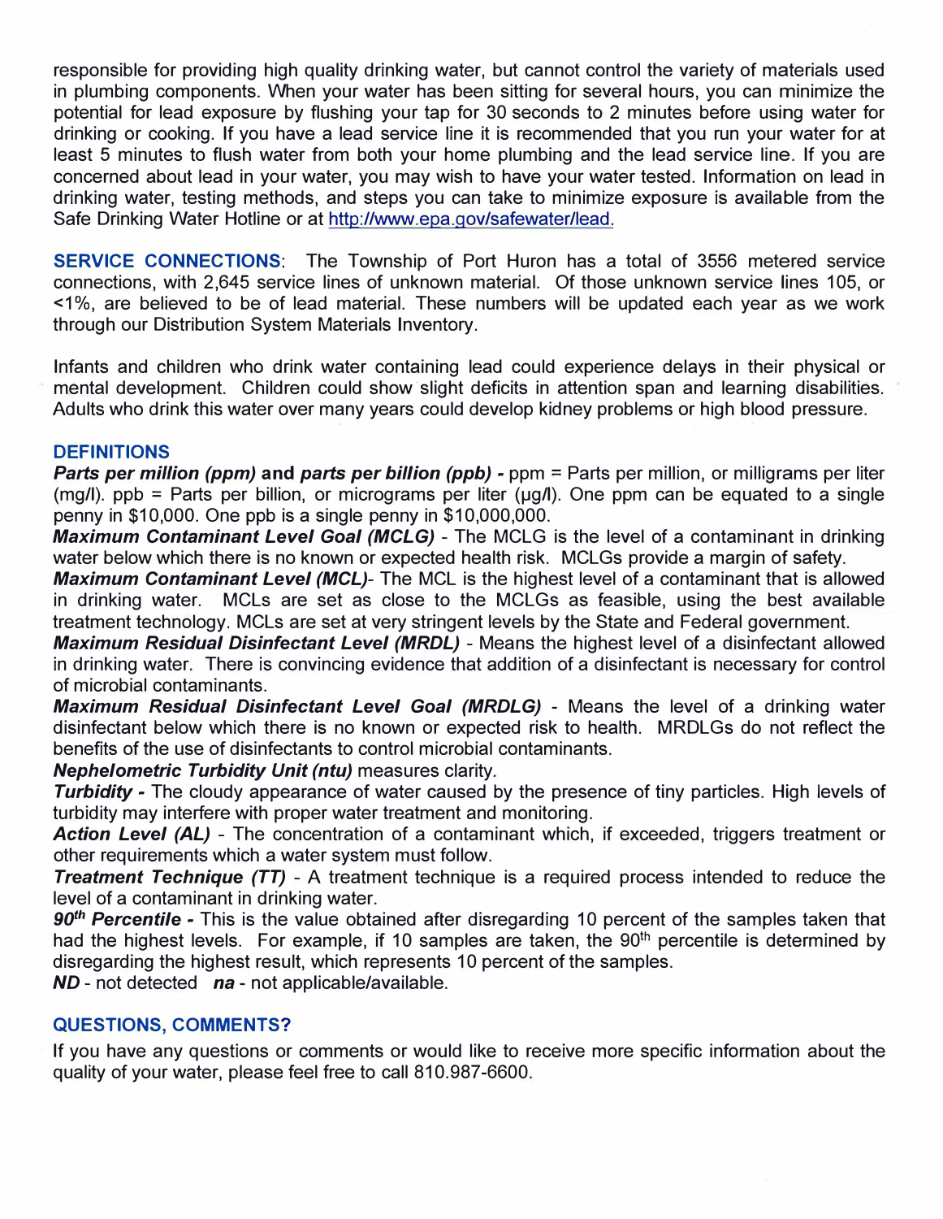responsible for providing high quality drinking water, but cannot control the variety of materials used in plumbing components. When your water has been sitting for several hours, you can minimize the potential for lead exposure by flushing your tap for 30 seconds to 2 minutes before using water for drinking or cooking. If you have a lead service line it is recommended that you run your water for at least 5 minutes to flush water from both your home plumbing and the lead service line. If you are concerned about lead in your water, you may wish to have your water tested. Information on lead in drinking water, testing methods, and steps you can take to minimize exposure is available from the Safe Drinking Water Hotline or at http://www.epa.gov/safewater/lead.

**SERVICE CONNECTIONS**: The Township of Port Huron has a total of 3556 metered service connections, with 2,645 service lines of unknown material. Of those unknown service lines 105, or <1%, are believed to be of lead material. These numbers will be updated each year as we work through our Distribution System Materials Inventory.

Infants and children who drink water containing lead could experience delays in their physical or mental development. Children could show slight deficits in attention span and learning disabilities. Adults who drink this water over many years could develop kidney problems or high blood pressure.

## DEFINITIONS

***Parts per million (ppm)*** **and** ***parts per billion (ppb) -*** ppm = Parts per million, or milligrams per liter (mg/l). ppb = Parts per billion, or micrograms per liter (µg/l). One ppm can be equated to a single penny in $10,000. One ppb is a single penny in $10,000,000.

***Maximum Contaminant Level Goal (MCLG)*** - The MCLG is the level of a contaminant in drinking water below which there is no known or expected health risk. MCLGs provide a margin of safety.

***Maximum Contaminant Level (MCL)***- The MCL is the highest level of a contaminant that is allowed in drinking water. MCLs are set as close to the MCLGs as feasible, using the best available treatment technology. MCLs are set at very stringent levels by the State and Federal government.

***Maximum Residual Disinfectant Level (MRDL)*** - Means the highest level of a disinfectant allowed in drinking water. There is convincing evidence that addition of a disinfectant is necessary for control of microbial contaminants.

***Maximum Residual Disinfectant Level Goal (MRDLG)*** - Means the level of a drinking water disinfectant below which there is no known or expected risk to health. MRDLGs do not reflect the benefits of the use of disinfectants to control microbial contaminants.

***Nephelometric Turbidity Unit (ntu)*** measures clarity.

***Turbidity -*** The cloudy appearance of water caused by the presence of tiny particles. High levels of turbidity may interfere with proper water treatment and monitoring.

***Action Level (AL)*** - The concentration of a contaminant which, if exceeded, triggers treatment or other requirements which a water system must follow.

***Treatment Technique (TT)*** - A treatment technique is a required process intended to reduce the level of a contaminant in drinking water.

***90th Percentile -*** This is the value obtained after disregarding 10 percent of the samples taken that had the highest levels. For example, if 10 samples are taken, the 90th percentile is determined by disregarding the highest result, which represents 10 percent of the samples.

***ND*** - not detected ***na*** - not applicable/available.

## QUESTIONS, COMMENTS?

If you have any questions or comments or would like to receive more specific information about the quality of your water, please feel free to call 810.987-6600.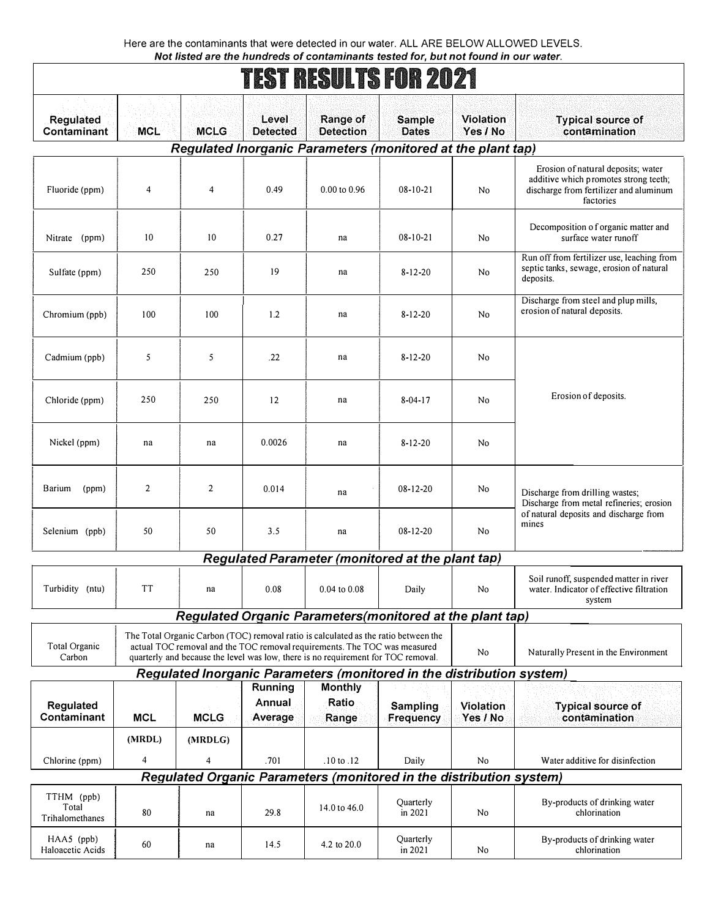Here are the contaminants that were detected in our water. ALL ARE BELOW ALLOWED LEVELS.
***Not listed are the hundreds of contaminants tested for, but not found in our water.***

# TEST RESULTS FOR 2021

| Regulated Contaminant | MCL | MCLG | Level Detected | Range of Detection | Sample Dates | Violation Yes / No | Typical source of contamination |
|---|---|---|---|---|---|---|---|
| ***Regulated Inorganic Parameters (monitored at the plant tap)*** | | | | | | | |
| Fluoride (ppm) | 4 | 4 | 0.49 | 0.00 to 0.96 | 08-10-21 | No | Erosion of natural deposits; water additive which promotes strong teeth; discharge from fertilizer and aluminum factories |
| Nitrate (ppm) | 10 | 10 | 0.27 | na | 08-10-21 | No | Decomposition of organic matter and surface water runoff |
| Sulfate (ppm) | 250 | 250 | 19 | na | 8-12-20 | No | Run off from fertilizer use, leaching from septic tanks, sewage, erosion of natural deposits. |
| Chromium (ppb) | 100 | 100 | 1.2 | na | 8-12-20 | No | Discharge from steel and plup mills, erosion of natural deposits. |
| Cadmium (ppb) | 5 | 5 | .22 | na | 8-12-20 | No | Erosion of deposits. |
| Chloride (ppm) | 250 | 250 | 12 | na | 8-04-17 | No | Erosion of deposits. |
| Nickel (ppm) | na | na | 0.0026 | na | 8-12-20 | No | Erosion of deposits. |
| Barium (ppm) | 2 | 2 | 0.014 | na | 08-12-20 | No | Discharge from drilling wastes; Discharge from metal refineries; erosion of natural deposits and discharge from mines |
| Selenium (ppb) | 50 | 50 | 3.5 | na | 08-12-20 | No | Discharge from drilling wastes; Discharge from metal refineries; erosion of natural deposits and discharge from mines |
| ***Regulated Parameter (monitored at the plant tap)*** | | | | | | | |
| Turbidity (ntu) | TT | na | 0.08 | 0.04 to 0.08 | Daily | No | Soil runoff, suspended matter in river water. Indicator of effective filtration system |
| ***Regulated Organic Parameters(monitored at the plant tap)*** | | | | | | | |
| Total Organic Carbon | The Total Organic Carbon (TOC) removal ratio is calculated as the ratio between the actual TOC removal and the TOC removal requirements. The TOC was measured quarterly and because the level was low, there is no requirement for TOC removal. | | | | | No | Naturally Present in the Environment |

***Regulated Inorganic Parameters (monitored in the distribution system)***

| Regulated Contaminant | MCL | MCLG | Running Annual Average | Monthly Ratio Range | Sampling Frequency | Violation Yes / No | Typical source of contamination |
|---|---|---|---|---|---|---|---|
| | (MRDL) | (MRDLG) | | | | | |
| Chlorine (ppm) | 4 | 4 | .701 | .10 to .12 | Daily | No | Water additive for disinfection |
| ***Regulated Organic Parameters (monitored in the distribution system)*** | | | | | | | |
| TTHM (ppb) Total Trihalomethanes | 80 | na | 29.8 | 14.0 to 46.0 | Quarterly in 2021 | No | By-products of drinking water chlorination |
| HAA5 (ppb) Haloacetic Acids | 60 | na | 14.5 | 4.2 to 20.0 | Quarterly in 2021 | No | By-products of drinking water chlorination |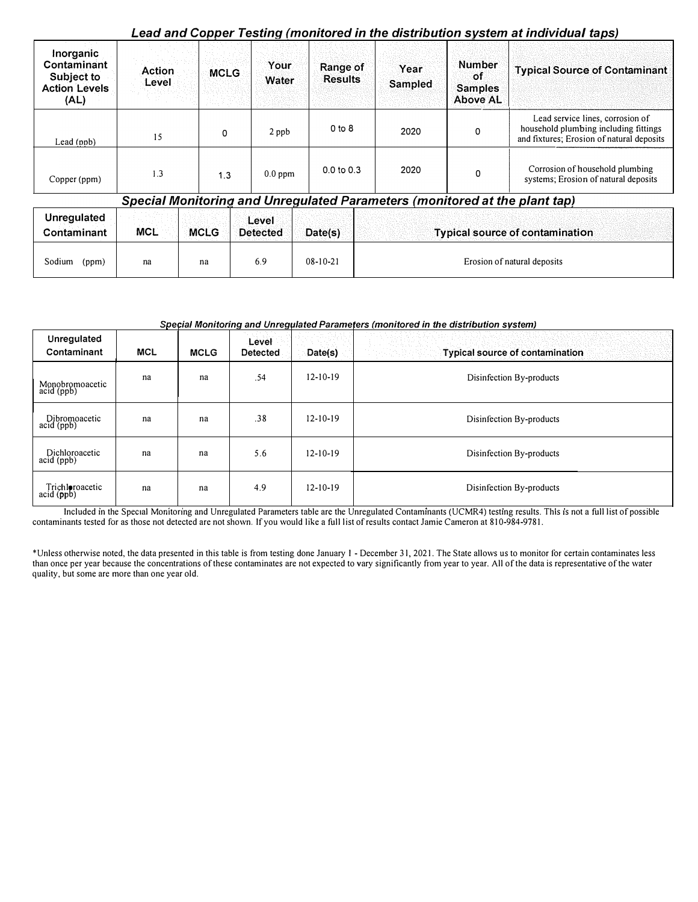### *Lead and Copper Testing (monitored in the distribution system at individual taps)*

| Inorganic Contaminant Subject to Action Levels (AL) | Action Level | MCLG | Your Water | Range of Results | Year Sampled | Number of Samples Above AL | Typical Source of Contaminant |
|---|---|---|---|---|---|---|---|
| Lead (ppb) | 15 | 0 | 2 ppb | 0 to 8 | 2020 | 0 | Lead service lines, corrosion of household plumbing including fittings and fixtures; Erosion of natural deposits |
| Copper (ppm) | 1.3 | 1.3 | 0.0 ppm | 0.0 to 0.3 | 2020 | 0 | Corrosion of household plumbing systems; Erosion of natural deposits |

### *Special Monitoring and Unregulated Parameters (monitored at the plant tap)*

| Unregulated Contaminant | MCL | MCLG | Level Detected | Date(s) | Typical source of contamination |
|---|---|---|---|---|---|
| Sodium (ppm) | na | na | 6.9 | 08-10-21 | Erosion of natural deposits |

### *Special Monitoring and Unregulated Parameters (monitored in the distribution system)*

| Unregulated Contaminant | MCL | MCLG | Level Detected | Date(s) | Typical source of contamination |
|---|---|---|---|---|---|
| Monobromoacetic acid (ppb) | na | na | .54 | 12-10-19 | Disinfection By-products |
| Dibromoacetic acid (ppb) | na | na | .38 | 12-10-19 | Disinfection By-products |
| Dichloroacetic acid (ppb) | na | na | 5.6 | 12-10-19 | Disinfection By-products |
| Trichloroacetic acid (ppb) | na | na | 4.9 | 12-10-19 | Disinfection By-products |

Included in the Special Monitoring and Unregulated Parameters table are the Unregulated Contaminants (UCMR4) testing results. This is not a full list of possible contaminants tested for as those not detected are not shown. If you would like a full list of results contact Jamie Cameron at 810-984-9781.

*Unless otherwise noted, the data presented in this table is from testing done January 1 - December 31, 2021. The State allows us to monitor for certain contaminates less than once per year because the concentrations of these contaminates are not expected to vary significantly from year to year. All of the data is representative of the water quality, but some are more than one year old.